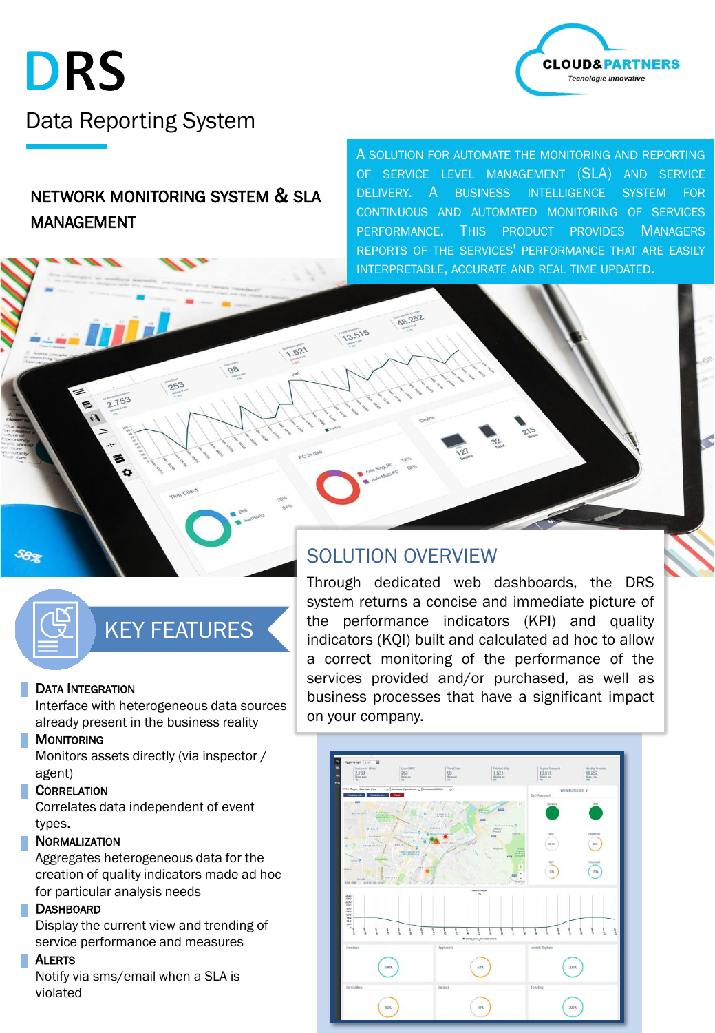# DRS

## Data Reporting System

**NETWORK MONITORING SYSTEM & SLA MANAGEMENT**

A SOLUTION FOR AUTOMATE THE MONITORING AND REPORTING OF SERVICE LEVEL MANAGEMENT (SLA) AND SERVICE DELIVERY. A BUSINESS INTELLIGENCE SYSTEM FOR CONTINUOUS AND AUTOMATED MONITORING OF SERVICES PERFORMANCE. THIS PRODUCT PROVIDES MANAGERS REPORTS OF THE SERVICES' PERFORMANCE THAT ARE EASILY INTERPRETABLE, ACCURATE AND REAL TIME UPDATED.

## SOLUTION OVERVIEW

Through dedicated web dashboards, the DRS system returns a concise and immediate picture of the performance indicators (KPI) and quality indicators (KQI) built and calculated ad hoc to allow a correct monitoring of the performance of the services provided and/or purchased, as well as business processes that have a significant impact on your company.

## KEY FEATURES

**DATA INTEGRATION**
Interface with heterogeneous data sources already present in the business reality

**MONITORING**
Monitors assets directly (via inspector / agent)

**CORRELATION**
Correlates data independent of event types.

**NORMALIZATION**
Aggregates heterogeneous data for the creation of quality indicators made ad hoc for particular analysis needs

**DASHBOARD**
Display the current view and trending of service performance and measures

**ALERTS**
Notify via sms/email when a SLA is violated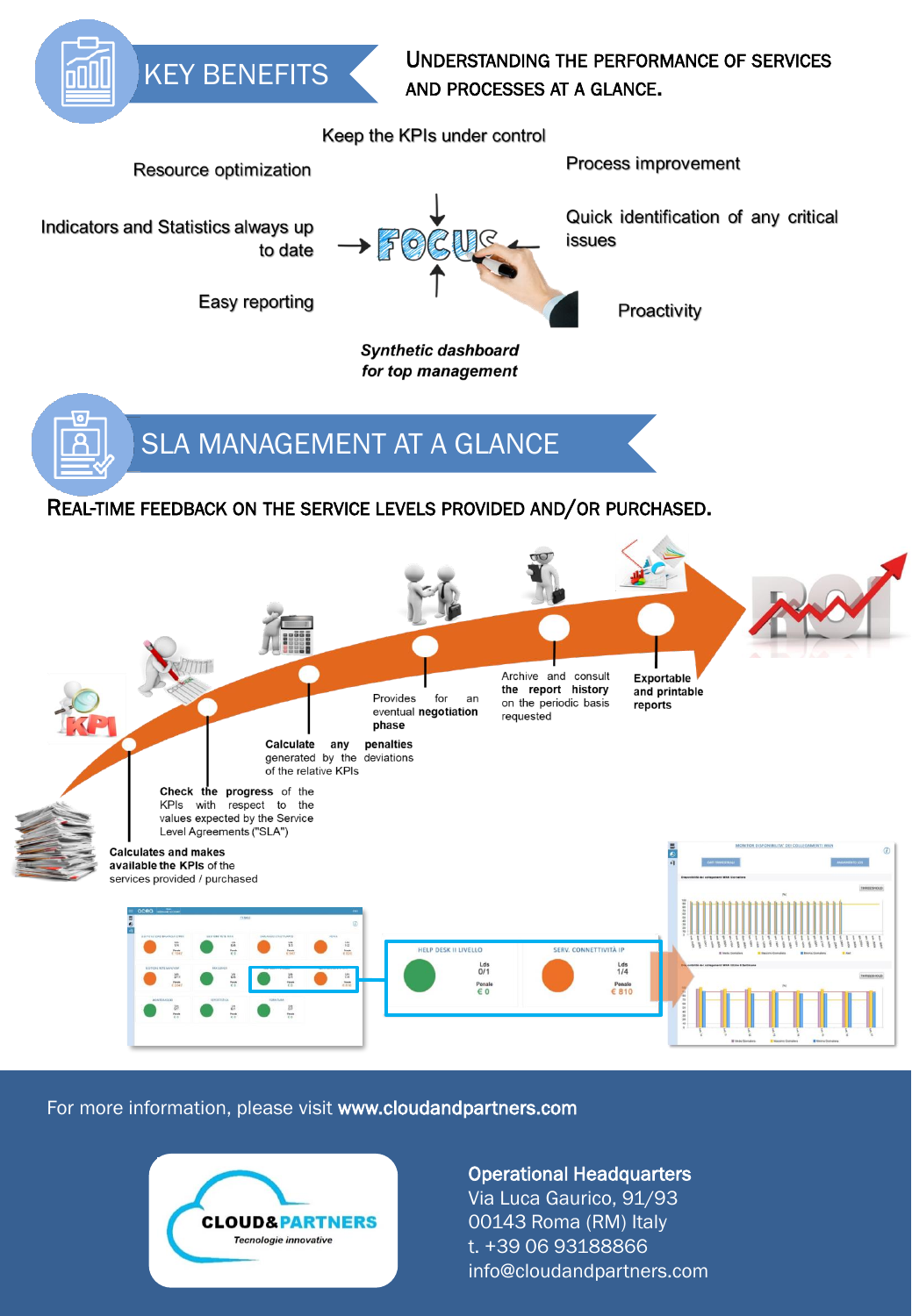# KEY BENEFITS

**UNDERSTANDING THE PERFORMANCE OF SERVICES AND PROCESSES AT A GLANCE.**

Keep the KPIs under control

Resource optimization

Process improvement

Indicators and Statistics always up to date

Quick identification of any critical issues

Easy reporting

Proactivity

FOCUS

***Synthetic dashboard for top management***

# SLA MANAGEMENT AT A GLANCE

**REAL-TIME FEEDBACK ON THE SERVICE LEVELS PROVIDED AND/OR PURCHASED.**

**Calculates and makes available the KPIs** of the services provided / purchased

**Check the progress** of the KPIs with respect to the values expected by the Service Level Agreements ("SLA")

**Calculate any penalties** generated by the deviations of the relative KPIs

Provides for an eventual **negotiation phase**

Archive and consult **the report history** on the periodic basis requested

**Exportable and printable reports**

ROI

HELP DESK II LIVELLO

Lds 0/1

Penale € 0

SERV. CONNETTIVITÀ IP

Lds 1/4

Penale € 810

For more information, please visit **www.cloudandpartners.com**

CLOUD&PARTNERS

*Tecnologie innovative*

**Operational Headquarters**
Via Luca Gaurico, 91/93
00143 Roma (RM) Italy
t. +39 06 93188866
info@cloudandpartners.com